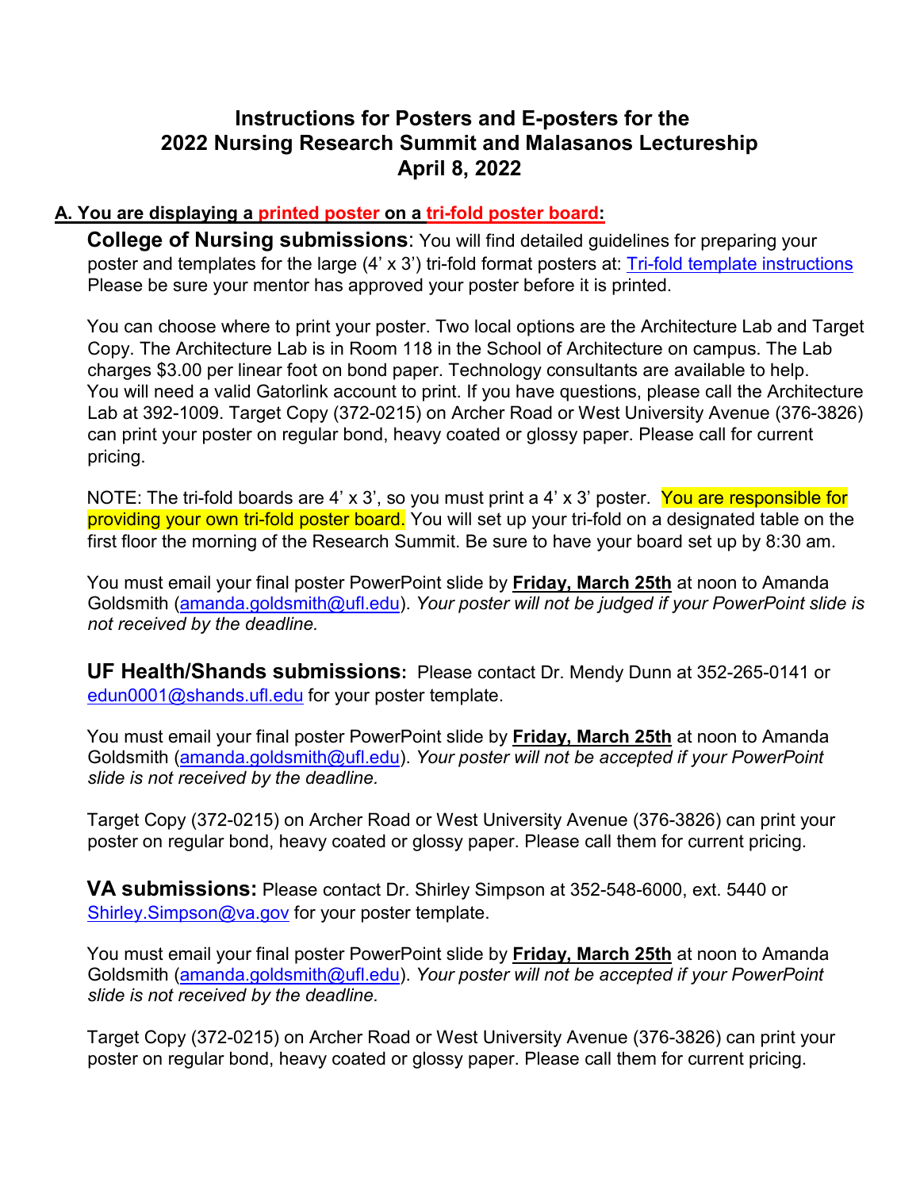# Instructions for Posters and E-posters for the 2022 Nursing Research Summit and Malasanos Lectureship
## April 8, 2022

### A. You are displaying a printed poster on a tri-fold poster board:

**College of Nursing submissions**: You will find detailed guidelines for preparing your poster and templates for the large (4' x 3') tri-fold format posters at: Tri-fold template instructions Please be sure your mentor has approved your poster before it is printed.

You can choose where to print your poster. Two local options are the Architecture Lab and Target Copy. The Architecture Lab is in Room 118 in the School of Architecture on campus. The Lab charges $3.00 per linear foot on bond paper. Technology consultants are available to help. You will need a valid Gatorlink account to print. If you have questions, please call the Architecture Lab at 392-1009. Target Copy (372-0215) on Archer Road or West University Avenue (376-3826) can print your poster on regular bond, heavy coated or glossy paper. Please call for current pricing.

NOTE: The tri-fold boards are 4' x 3', so you must print a 4' x 3' poster. You are responsible for providing your own tri-fold poster board. You will set up your tri-fold on a designated table on the first floor the morning of the Research Summit. Be sure to have your board set up by 8:30 am.

You must email your final poster PowerPoint slide by **Friday, March 25th** at noon to Amanda Goldsmith (amanda.goldsmith@ufl.edu). *Your poster will not be judged if your PowerPoint slide is not received by the deadline.*

**UF Health/Shands submissions:** Please contact Dr. Mendy Dunn at 352-265-0141 or edun0001@shands.ufl.edu for your poster template.

You must email your final poster PowerPoint slide by **Friday, March 25th** at noon to Amanda Goldsmith (amanda.goldsmith@ufl.edu). *Your poster will not be accepted if your PowerPoint slide is not received by the deadline.*

Target Copy (372-0215) on Archer Road or West University Avenue (376-3826) can print your poster on regular bond, heavy coated or glossy paper. Please call them for current pricing.

**VA submissions:** Please contact Dr. Shirley Simpson at 352-548-6000, ext. 5440 or Shirley.Simpson@va.gov for your poster template.

You must email your final poster PowerPoint slide by **Friday, March 25th** at noon to Amanda Goldsmith (amanda.goldsmith@ufl.edu). *Your poster will not be accepted if your PowerPoint slide is not received by the deadline.*

Target Copy (372-0215) on Archer Road or West University Avenue (376-3826) can print your poster on regular bond, heavy coated or glossy paper. Please call them for current pricing.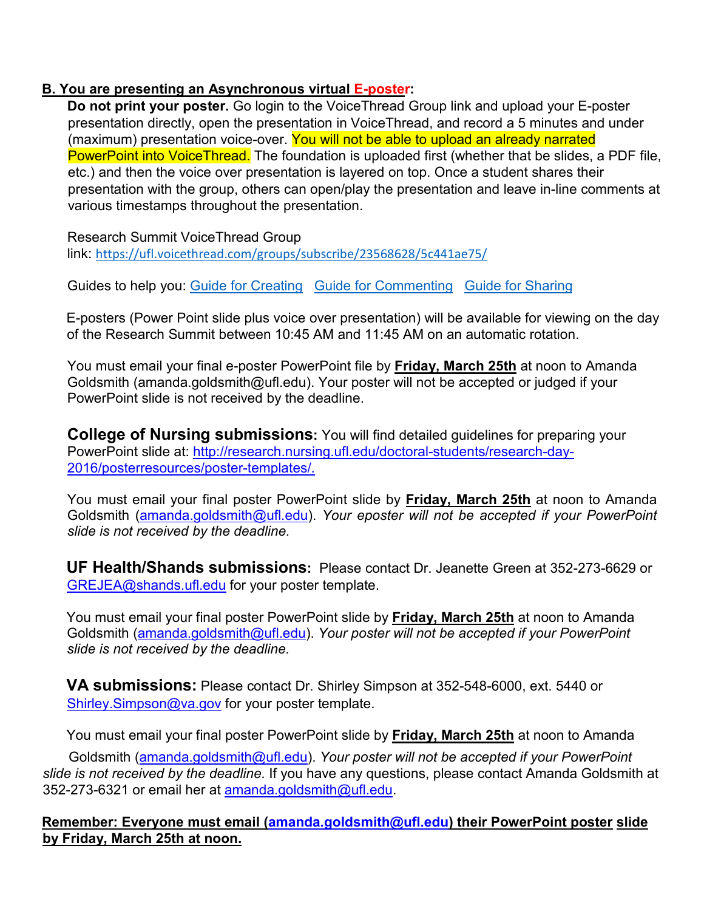**B. You are presenting an Asynchronous virtual E-poster:**

**Do not print your poster.** Go login to the VoiceThread Group link and upload your E-poster presentation directly, open the presentation in VoiceThread, and record a 5 minutes and under (maximum) presentation voice-over. You will not be able to upload an already narrated PowerPoint into VoiceThread. The foundation is uploaded first (whether that be slides, a PDF file, etc.) and then the voice over presentation is layered on top. Once a student shares their presentation with the group, others can open/play the presentation and leave in-line comments at various timestamps throughout the presentation.

Research Summit VoiceThread Group link: https://ufl.voicethread.com/groups/subscribe/23568628/5c441ae75/

Guides to help you: Guide for Creating Guide for Commenting Guide for Sharing

E-posters (Power Point slide plus voice over presentation) will be available for viewing on the day of the Research Summit between 10:45 AM and 11:45 AM on an automatic rotation.

You must email your final e-poster PowerPoint file by **Friday, March 25th** at noon to Amanda Goldsmith (amanda.goldsmith@ufl.edu). Your poster will not be accepted or judged if your PowerPoint slide is not received by the deadline.

**College of Nursing submissions:** You will find detailed guidelines for preparing your PowerPoint slide at: http://research.nursing.ufl.edu/doctoral-students/research-day-2016/posterresources/poster-templates/.

You must email your final poster PowerPoint slide by **Friday, March 25th** at noon to Amanda Goldsmith (amanda.goldsmith@ufl.edu). *Your eposter will not be accepted if your PowerPoint slide is not received by the deadline.*

**UF Health/Shands submissions:** Please contact Dr. Jeanette Green at 352-273-6629 or GREJEA@shands.ufl.edu for your poster template.

You must email your final poster PowerPoint slide by **Friday, March 25th** at noon to Amanda Goldsmith (amanda.goldsmith@ufl.edu). *Your poster will not be accepted if your PowerPoint slide is not received by the deadline.*

**VA submissions:** Please contact Dr. Shirley Simpson at 352-548-6000, ext. 5440 or Shirley.Simpson@va.gov for your poster template.

You must email your final poster PowerPoint slide by **Friday, March 25th** at noon to Amanda Goldsmith (amanda.goldsmith@ufl.edu). *Your poster will not be accepted if your PowerPoint slide is not received by the deadline.* If you have any questions, please contact Amanda Goldsmith at 352-273-6321 or email her at amanda.goldsmith@ufl.edu.

**Remember: Everyone must email (amanda.goldsmith@ufl.edu) their PowerPoint poster slide by Friday, March 25th at noon.**